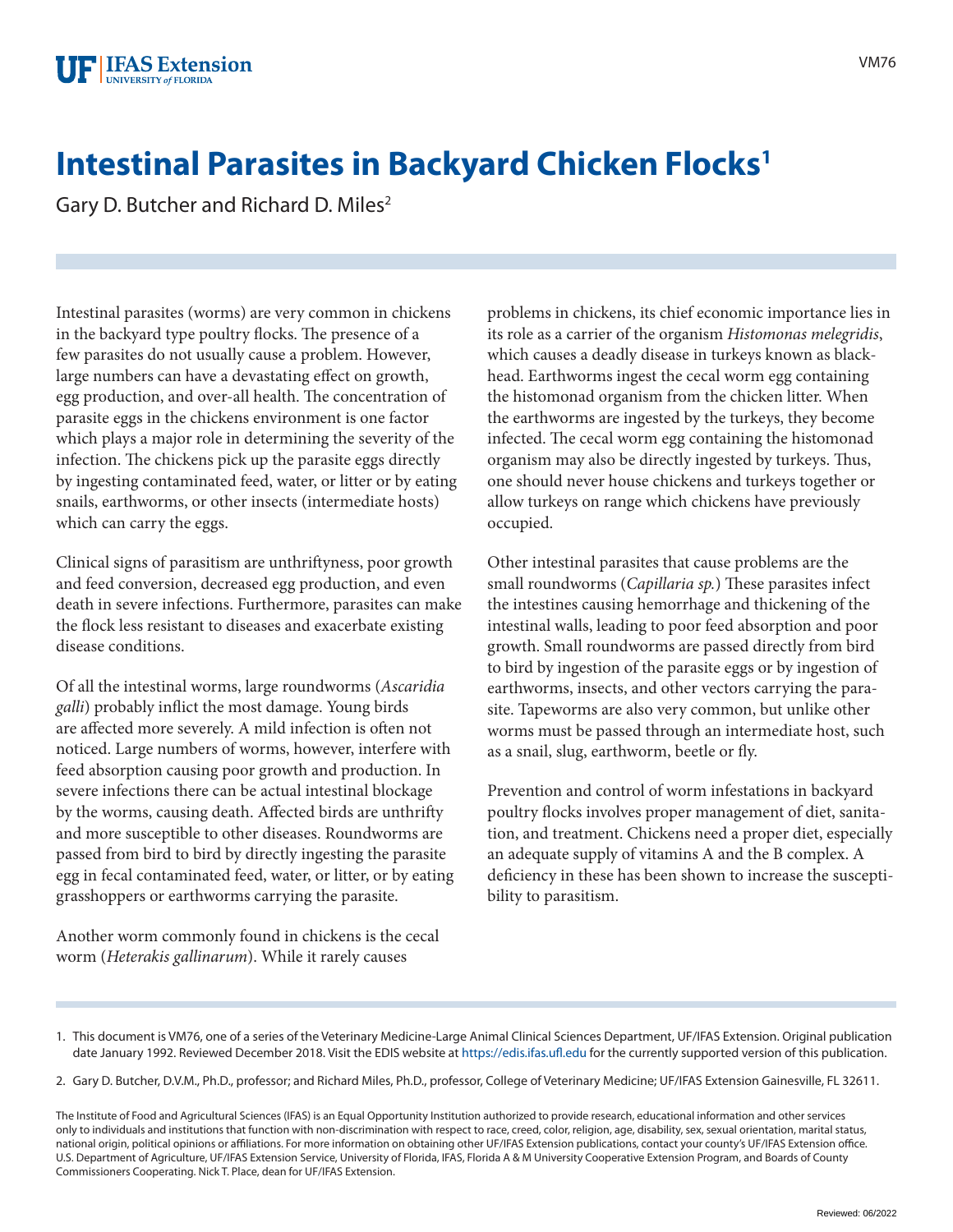# Intestinal Parasites in Backyard Chicken Flocks[1]

Gary D. Butcher and Richard D. Miles[2]

Intestinal parasites (worms) are very common in chickens in the backyard type poultry flocks. The presence of a few parasites do not usually cause a problem. However, large numbers can have a devastating effect on growth, egg production, and over-all health. The concentration of parasite eggs in the chickens environment is one factor which plays a major role in determining the severity of the infection. The chickens pick up the parasite eggs directly by ingesting contaminated feed, water, or litter or by eating snails, earthworms, or other insects (intermediate hosts) which can carry the eggs.

Clinical signs of parasitism are unthriftyness, poor growth and feed conversion, decreased egg production, and even death in severe infections. Furthermore, parasites can make the flock less resistant to diseases and exacerbate existing disease conditions.

Of all the intestinal worms, large roundworms (*Ascaridia galli*) probably inflict the most damage. Young birds are affected more severely. A mild infection is often not noticed. Large numbers of worms, however, interfere with feed absorption causing poor growth and production. In severe infections there can be actual intestinal blockage by the worms, causing death. Affected birds are unthrifty and more susceptible to other diseases. Roundworms are passed from bird to bird by directly ingesting the parasite egg in fecal contaminated feed, water, or litter, or by eating grasshoppers or earthworms carrying the parasite.

Another worm commonly found in chickens is the cecal worm (*Heterakis gallinarum*). While it rarely causes problems in chickens, its chief economic importance lies in its role as a carrier of the organism *Histomonas melegridis*, which causes a deadly disease in turkeys known as blackhead. Earthworms ingest the cecal worm egg containing the histomonad organism from the chicken litter. When the earthworms are ingested by the turkeys, they become infected. The cecal worm egg containing the histomonad organism may also be directly ingested by turkeys. Thus, one should never house chickens and turkeys together or allow turkeys on range which chickens have previously occupied.

Other intestinal parasites that cause problems are the small roundworms (*Capillaria sp.*) These parasites infect the intestines causing hemorrhage and thickening of the intestinal walls, leading to poor feed absorption and poor growth. Small roundworms are passed directly from bird to bird by ingestion of the parasite eggs or by ingestion of earthworms, insects, and other vectors carrying the parasite. Tapeworms are also very common, but unlike other worms must be passed through an intermediate host, such as a snail, slug, earthworm, beetle or fly.

Prevention and control of worm infestations in backyard poultry flocks involves proper management of diet, sanitation, and treatment. Chickens need a proper diet, especially an adequate supply of vitamins A and the B complex. A deficiency in these has been shown to increase the susceptibility to parasitism.

1. This document is VM76, one of a series of the Veterinary Medicine-Large Animal Clinical Sciences Department, UF/IFAS Extension. Original publication date January 1992. Reviewed December 2018. Visit the EDIS website at https://edis.ifas.ufl.edu for the currently supported version of this publication.

2. Gary D. Butcher, D.V.M., Ph.D., professor; and Richard Miles, Ph.D., professor, College of Veterinary Medicine; UF/IFAS Extension Gainesville, FL 32611.

The Institute of Food and Agricultural Sciences (IFAS) is an Equal Opportunity Institution authorized to provide research, educational information and other services only to individuals and institutions that function with non-discrimination with respect to race, creed, color, religion, age, disability, sex, sexual orientation, marital status, national origin, political opinions or affiliations. For more information on obtaining other UF/IFAS Extension publications, contact your county's UF/IFAS Extension office. U.S. Department of Agriculture, UF/IFAS Extension Service, University of Florida, IFAS, Florida A & M University Cooperative Extension Program, and Boards of County Commissioners Cooperating. Nick T. Place, dean for UF/IFAS Extension.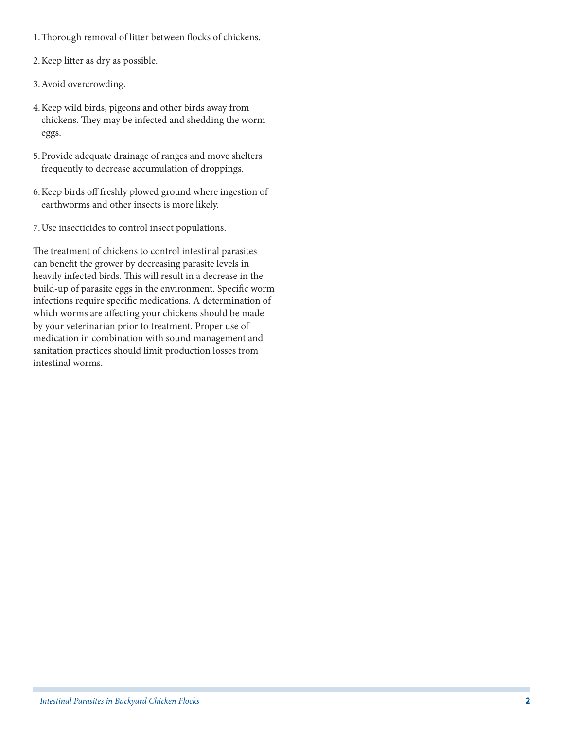1. Thorough removal of litter between flocks of chickens.
2. Keep litter as dry as possible.
3. Avoid overcrowding.
4. Keep wild birds, pigeons and other birds away from chickens. They may be infected and shedding the worm eggs.
5. Provide adequate drainage of ranges and move shelters frequently to decrease accumulation of droppings.
6. Keep birds off freshly plowed ground where ingestion of earthworms and other insects is more likely.
7. Use insecticides to control insect populations.

The treatment of chickens to control intestinal parasites can benefit the grower by decreasing parasite levels in heavily infected birds. This will result in a decrease in the build-up of parasite eggs in the environment. Specific worm infections require specific medications. A determination of which worms are affecting your chickens should be made by your veterinarian prior to treatment. Proper use of medication in combination with sound management and sanitation practices should limit production losses from intestinal worms.